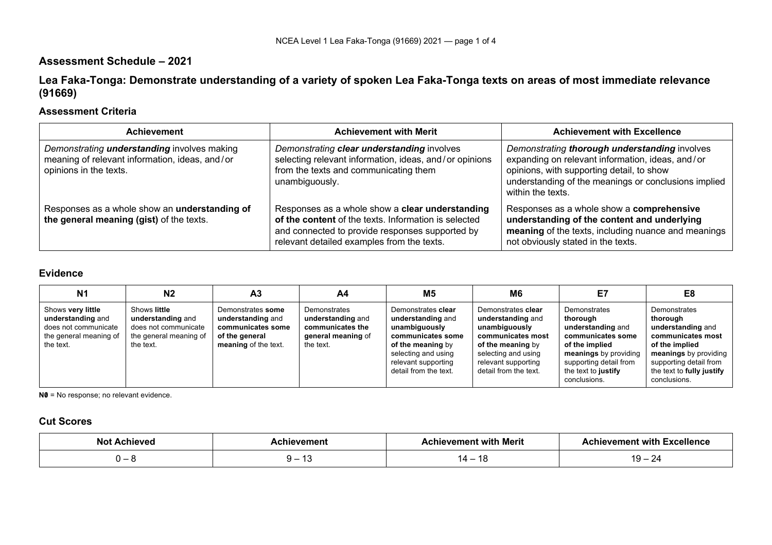## Assessment Schedule – 2021

## Lea Faka-Tonga: Demonstrate understanding of a variety of spoken Lea Faka-Tonga texts on areas of most immediate relevance (91669)

### Assessment Criteria

| Achievement | Achievement with Merit | Achievement with Excellence |
|---|---|---|
| *Demonstrating **understanding** involves making meaning of relevant information, ideas, and / or opinions in the texts.* | *Demonstrating **clear understanding** involves selecting relevant information, ideas, and / or opinions from the texts and communicating them unambiguously.* | *Demonstrating **thorough understanding** involves expanding on relevant information, ideas, and / or opinions, with supporting detail, to show understanding of the meanings or conclusions implied within the texts.* |
| Responses as a whole show an **understanding of the general meaning (gist)** of the texts. | Responses as a whole show a **clear understanding of the content** of the texts. Information is selected and connected to provide responses supported by relevant detailed examples from the texts. | Responses as a whole show a **comprehensive understanding of the content and underlying meaning** of the texts, including nuance and meanings not obviously stated in the texts. |

### Evidence

| N1 | N2 | A3 | A4 | M5 | M6 | E7 | E8 |
|---|---|---|---|---|---|---|---|
| Shows **very little understanding** and does not communicate the general meaning of the text. | Shows **little understanding** and does not communicate the general meaning of the text. | Demonstrates **some understanding** and **communicates some of the general meaning** of the text. | Demonstrates **understanding** and **communicates the general meaning** of the text. | Demonstrates **clear understanding** and **unambiguously communicates some of the meaning** by selecting and using relevant supporting detail from the text. | Demonstrates **clear understanding** and **unambiguously communicates most of the meaning** by selecting and using relevant supporting detail from the text. | Demonstrates **thorough understanding** and **communicates some of the implied meanings** by providing supporting detail from the text to **justify** conclusions. | Demonstrates **thorough understanding** and **communicates most of the implied meanings** by providing supporting detail from the text to **fully justify** conclusions. |

**N0** = No response; no relevant evidence.

### Cut Scores

| Not Achieved | Achievement | Achievement with Merit | Achievement with Excellence |
|---|---|---|---|
| 0 – 8 | 9 – 13 | 14 – 18 | 19 – 24 |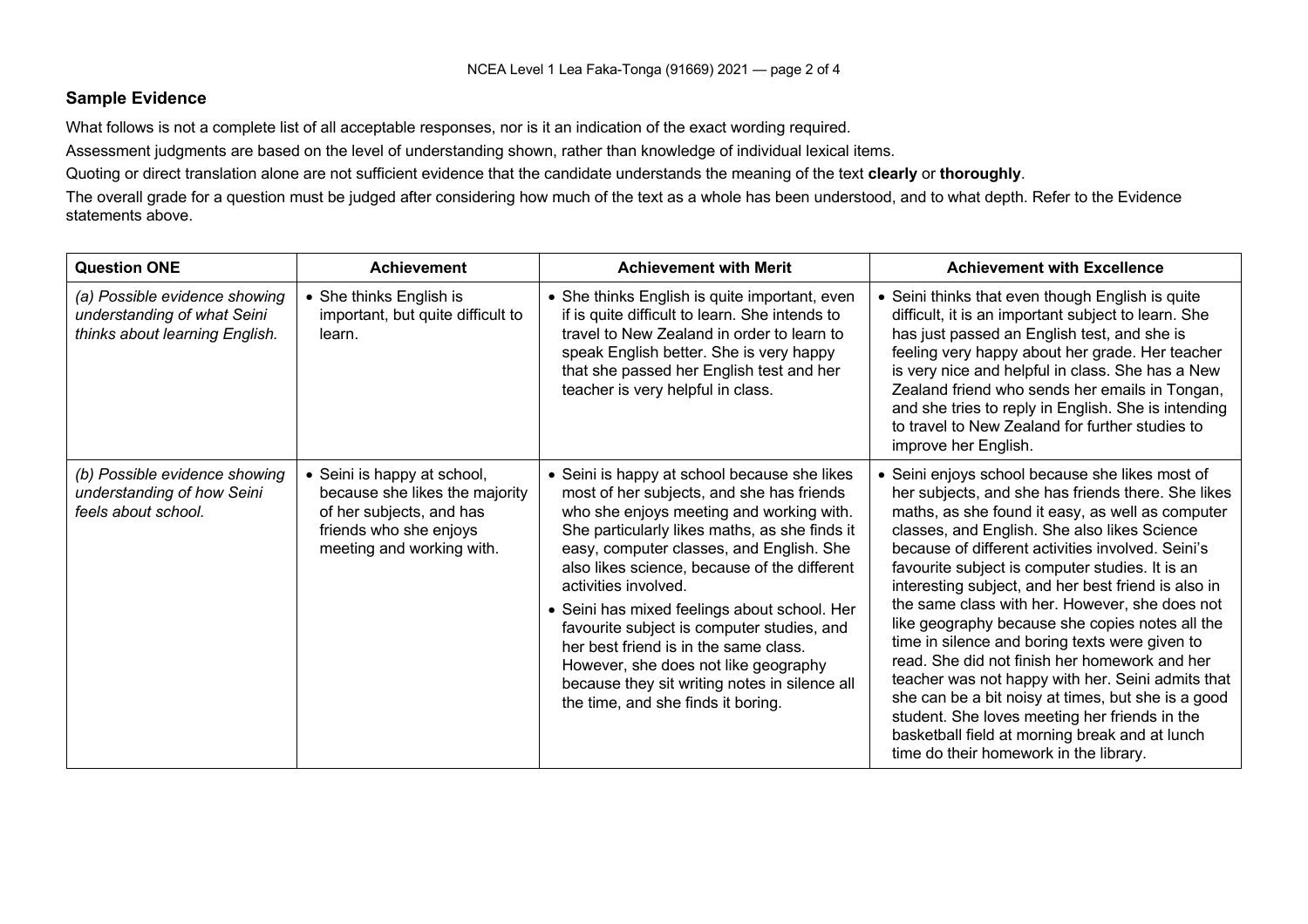## Sample Evidence

What follows is not a complete list of all acceptable responses, nor is it an indication of the exact wording required.

Assessment judgments are based on the level of understanding shown, rather than knowledge of individual lexical items.

Quoting or direct translation alone are not sufficient evidence that the candidate understands the meaning of the text **clearly** or **thoroughly**.

The overall grade for a question must be judged after considering how much of the text as a whole has been understood, and to what depth. Refer to the Evidence statements above.

| Question ONE | Achievement | Achievement with Merit | Achievement with Excellence |
|---|---|---|---|
| *(a) Possible evidence showing understanding of what Seini thinks about learning English.* | • She thinks English is important, but quite difficult to learn. | • She thinks English is quite important, even if is quite difficult to learn. She intends to travel to New Zealand in order to learn to speak English better. She is very happy that she passed her English test and her teacher is very helpful in class. | • Seini thinks that even though English is quite difficult, it is an important subject to learn. She has just passed an English test, and she is feeling very happy about her grade. Her teacher is very nice and helpful in class. She has a New Zealand friend who sends her emails in Tongan, and she tries to reply in English. She is intending to travel to New Zealand for further studies to improve her English. |
| *(b) Possible evidence showing understanding of how Seini feels about school.* | • Seini is happy at school, because she likes the majority of her subjects, and has friends who she enjoys meeting and working with. | • Seini is happy at school because she likes most of her subjects, and she has friends who she enjoys meeting and working with. She particularly likes maths, as she finds it easy, computer classes, and English. She also likes science, because of the different activities involved.<br>• Seini has mixed feelings about school. Her favourite subject is computer studies, and her best friend is in the same class. However, she does not like geography because they sit writing notes in silence all the time, and she finds it boring. | • Seini enjoys school because she likes most of her subjects, and she has friends there. She likes maths, as she found it easy, as well as computer classes, and English. She also likes Science because of different activities involved. Seini's favourite subject is computer studies. It is an interesting subject, and her best friend is also in the same class with her. However, she does not like geography because she copies notes all the time in silence and boring texts were given to read. She did not finish her homework and her teacher was not happy with her. Seini admits that she can be a bit noisy at times, but she is a good student. She loves meeting her friends in the basketball field at morning break and at lunch time do their homework in the library. |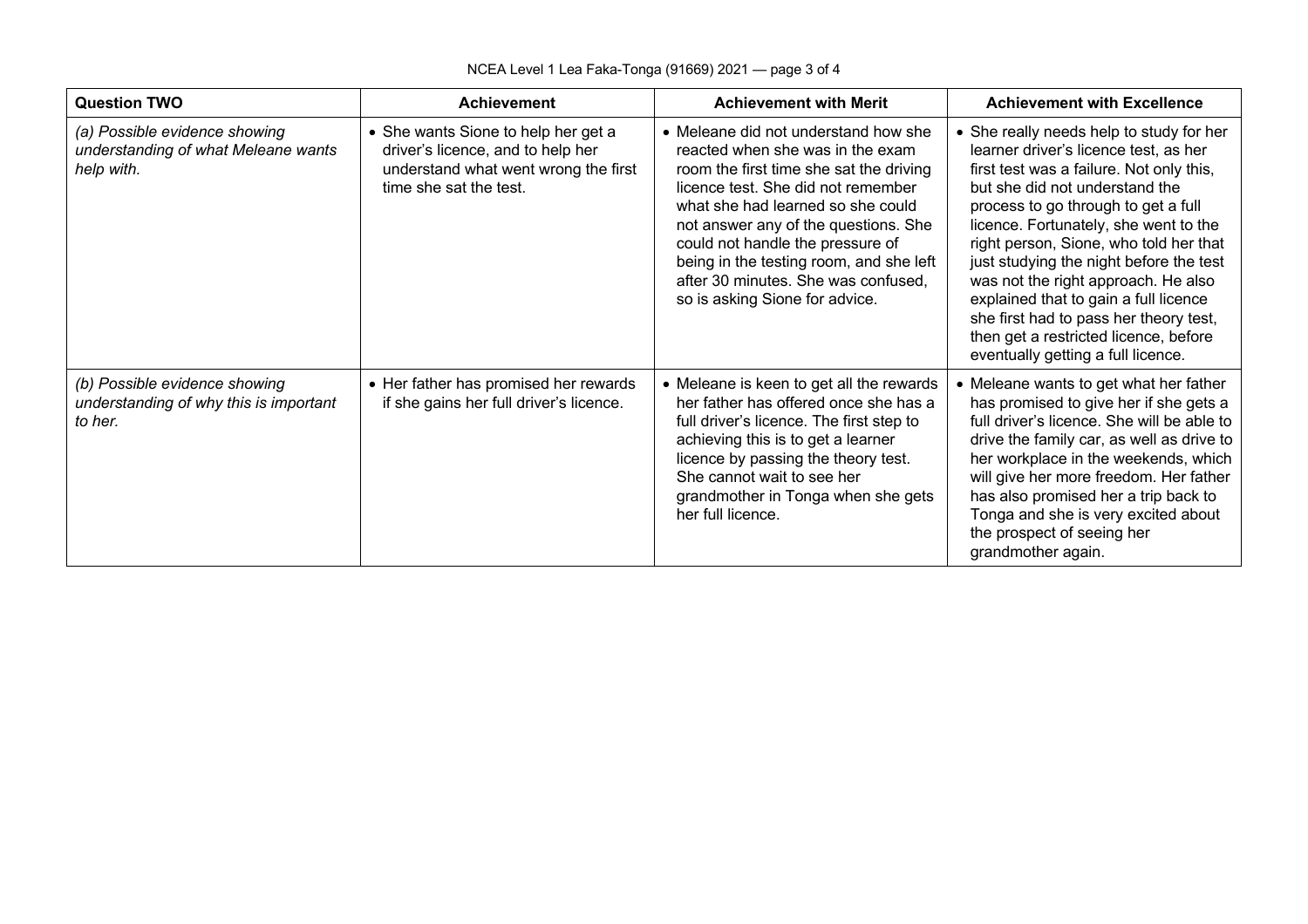| Question TWO | Achievement | Achievement with Merit | Achievement with Excellence |
|---|---|---|---|
| *(a) Possible evidence showing understanding of what Meleane wants help with.* | • She wants Sione to help her get a driver's licence, and to help her understand what went wrong the first time she sat the test. | • Meleane did not understand how she reacted when she was in the exam room the first time she sat the driving licence test. She did not remember what she had learned so she could not answer any of the questions. She could not handle the pressure of being in the testing room, and she left after 30 minutes. She was confused, so is asking Sione for advice. | • She really needs help to study for her learner driver's licence test, as her first test was a failure. Not only this, but she did not understand the process to go through to get a full licence. Fortunately, she went to the right person, Sione, who told her that just studying the night before the test was not the right approach. He also explained that to gain a full licence she first had to pass her theory test, then get a restricted licence, before eventually getting a full licence. |
| *(b) Possible evidence showing understanding of why this is important to her.* | • Her father has promised her rewards if she gains her full driver's licence. | • Meleane is keen to get all the rewards her father has offered once she has a full driver's licence. The first step to achieving this is to get a learner licence by passing the theory test. She cannot wait to see her grandmother in Tonga when she gets her full licence. | • Meleane wants to get what her father has promised to give her if she gets a full driver's licence. She will be able to drive the family car, as well as drive to her workplace in the weekends, which will give her more freedom. Her father has also promised her a trip back to Tonga and she is very excited about the prospect of seeing her grandmother again. |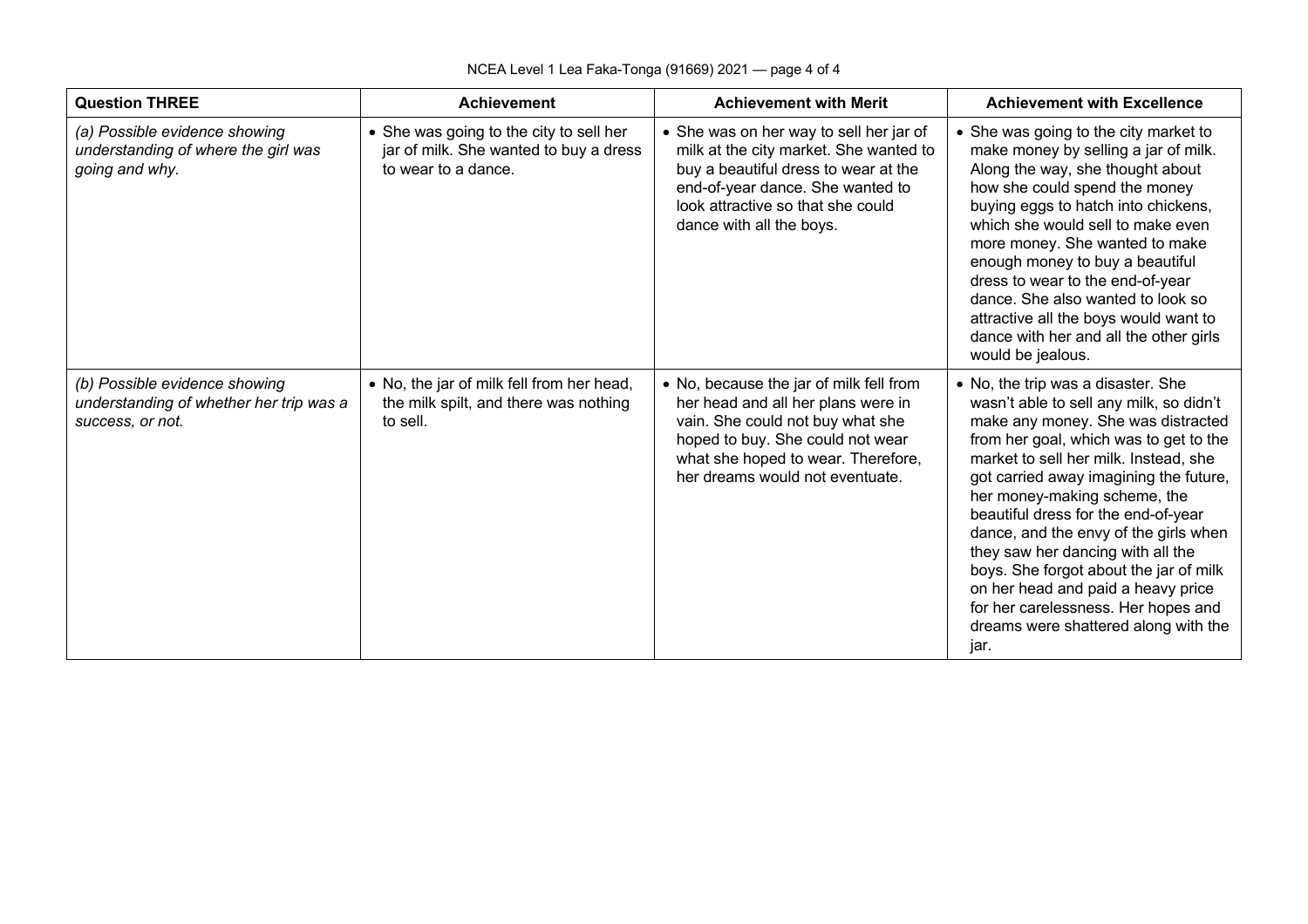| **Question THREE** | **Achievement** | **Achievement with Merit** | **Achievement with Excellence** |
|---|---|---|---|
| *(a) Possible evidence showing understanding of where the girl was going and why.* | • She was going to the city to sell her jar of milk. She wanted to buy a dress to wear to a dance. | • She was on her way to sell her jar of milk at the city market. She wanted to buy a beautiful dress to wear at the end-of-year dance. She wanted to look attractive so that she could dance with all the boys. | • She was going to the city market to make money by selling a jar of milk. Along the way, she thought about how she could spend the money buying eggs to hatch into chickens, which she would sell to make even more money. She wanted to make enough money to buy a beautiful dress to wear to the end-of-year dance. She also wanted to look so attractive all the boys would want to dance with her and all the other girls would be jealous. |
| *(b) Possible evidence showing understanding of whether her trip was a success, or not.* | • No, the jar of milk fell from her head, the milk spilt, and there was nothing to sell. | • No, because the jar of milk fell from her head and all her plans were in vain. She could not buy what she hoped to buy. She could not wear what she hoped to wear. Therefore, her dreams would not eventuate. | • No, the trip was a disaster. She wasn't able to sell any milk, so didn't make any money. She was distracted from her goal, which was to get to the market to sell her milk. Instead, she got carried away imagining the future, her money-making scheme, the beautiful dress for the end-of-year dance, and the envy of the girls when they saw her dancing with all the boys. She forgot about the jar of milk on her head and paid a heavy price for her carelessness. Her hopes and dreams were shattered along with the jar. |